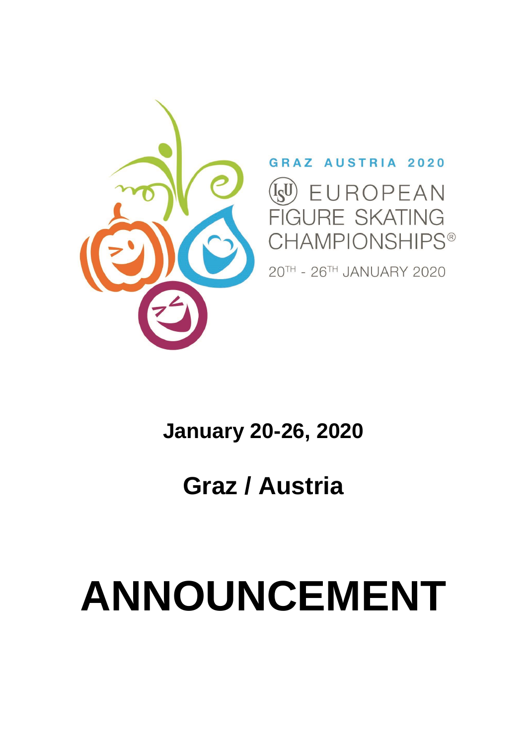GRAZ AUSTRIA 2020

ISU EUROPEAN FIGURE SKATING CHAMPIONSHIPS®

20TH - 26TH JANUARY 2020

**January 20-26, 2020**

**Graz / Austria**

# ANNOUNCEMENT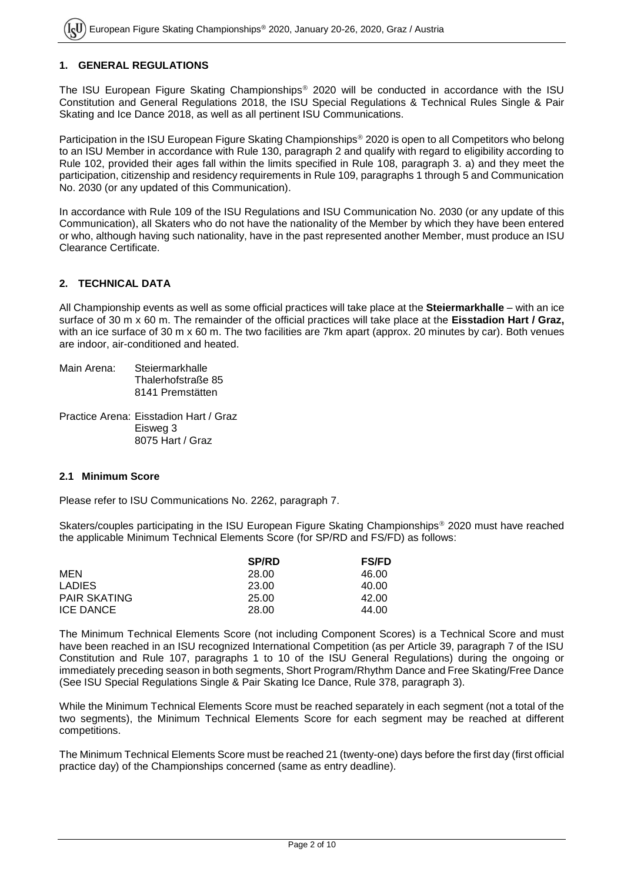## 1. GENERAL REGULATIONS

The ISU European Figure Skating Championships® 2020 will be conducted in accordance with the ISU Constitution and General Regulations 2018, the ISU Special Regulations & Technical Rules Single & Pair Skating and Ice Dance 2018, as well as all pertinent ISU Communications.

Participation in the ISU European Figure Skating Championships® 2020 is open to all Competitors who belong to an ISU Member in accordance with Rule 130, paragraph 2 and qualify with regard to eligibility according to Rule 102, provided their ages fall within the limits specified in Rule 108, paragraph 3. a) and they meet the participation, citizenship and residency requirements in Rule 109, paragraphs 1 through 5 and Communication No. 2030 (or any updated of this Communication).

In accordance with Rule 109 of the ISU Regulations and ISU Communication No. 2030 (or any update of this Communication), all Skaters who do not have the nationality of the Member by which they have been entered or who, although having such nationality, have in the past represented another Member, must produce an ISU Clearance Certificate.

## 2. TECHNICAL DATA

All Championship events as well as some official practices will take place at the **Steiermarkhalle** – with an ice surface of 30 m x 60 m. The remainder of the official practices will take place at the **Eisstadion Hart / Graz,** with an ice surface of 30 m x 60 m. The two facilities are 7km apart (approx. 20 minutes by car). Both venues are indoor, air-conditioned and heated.

Main Arena: Steiermarkhalle
Thalerhofstraße 85
8141 Premstätten

Practice Arena: Eisstadion Hart / Graz
Eisweg 3
8075 Hart / Graz

### 2.1 Minimum Score

Please refer to ISU Communications No. 2262, paragraph 7.

Skaters/couples participating in the ISU European Figure Skating Championships® 2020 must have reached the applicable Minimum Technical Elements Score (for SP/RD and FS/FD) as follows:

| | **SP/RD** | **FS/FD** |
|---|---|---|
| MEN | 28.00 | 46.00 |
| LADIES | 23.00 | 40.00 |
| PAIR SKATING | 25.00 | 42.00 |
| ICE DANCE | 28.00 | 44.00 |

The Minimum Technical Elements Score (not including Component Scores) is a Technical Score and must have been reached in an ISU recognized International Competition (as per Article 39, paragraph 7 of the ISU Constitution and Rule 107, paragraphs 1 to 10 of the ISU General Regulations) during the ongoing or immediately preceding season in both segments, Short Program/Rhythm Dance and Free Skating/Free Dance (See ISU Special Regulations Single & Pair Skating Ice Dance, Rule 378, paragraph 3).

While the Minimum Technical Elements Score must be reached separately in each segment (not a total of the two segments), the Minimum Technical Elements Score for each segment may be reached at different competitions.

The Minimum Technical Elements Score must be reached 21 (twenty-one) days before the first day (first official practice day) of the Championships concerned (same as entry deadline).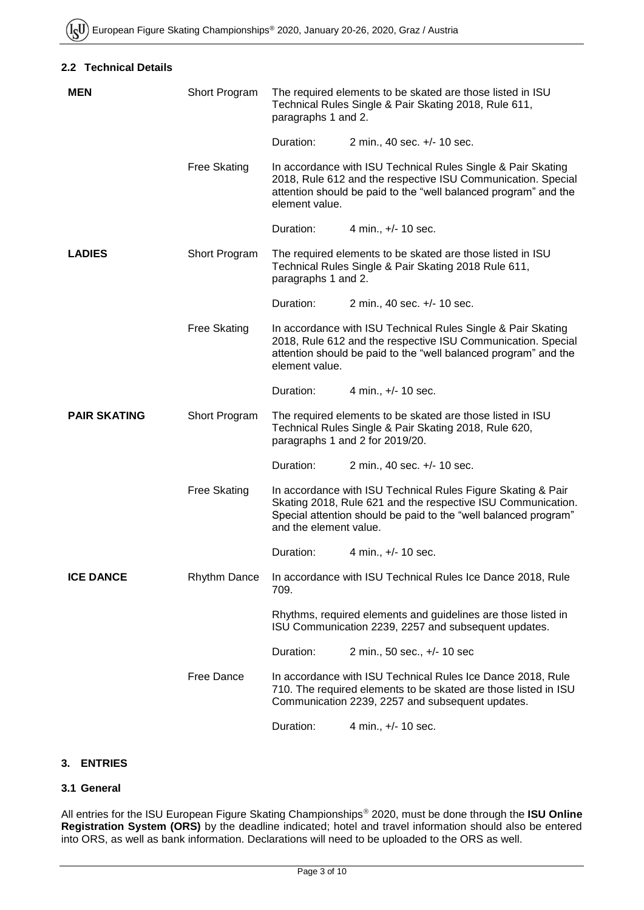### 2.2 Technical Details

| | | |
|---|---|---|
| **MEN** | Short Program | The required elements to be skated are those listed in ISU Technical Rules Single & Pair Skating 2018, Rule 611, paragraphs 1 and 2. |
| | | Duration: 2 min., 40 sec. +/- 10 sec. |
| | Free Skating | In accordance with ISU Technical Rules Single & Pair Skating 2018, Rule 612 and the respective ISU Communication. Special attention should be paid to the "well balanced program" and the element value. |
| | | Duration: 4 min., +/- 10 sec. |
| **LADIES** | Short Program | The required elements to be skated are those listed in ISU Technical Rules Single & Pair Skating 2018 Rule 611, paragraphs 1 and 2. |
| | | Duration: 2 min., 40 sec. +/- 10 sec. |
| | Free Skating | In accordance with ISU Technical Rules Single & Pair Skating 2018, Rule 612 and the respective ISU Communication. Special attention should be paid to the "well balanced program" and the element value. |
| | | Duration: 4 min., +/- 10 sec. |
| **PAIR SKATING** | Short Program | The required elements to be skated are those listed in ISU Technical Rules Single & Pair Skating 2018, Rule 620, paragraphs 1 and 2 for 2019/20. |
| | | Duration: 2 min., 40 sec. +/- 10 sec. |
| | Free Skating | In accordance with ISU Technical Rules Figure Skating & Pair Skating 2018, Rule 621 and the respective ISU Communication. Special attention should be paid to the "well balanced program" and the element value. |
| | | Duration: 4 min., +/- 10 sec. |
| **ICE DANCE** | Rhythm Dance | In accordance with ISU Technical Rules Ice Dance 2018, Rule 709. |
| | | Rhythms, required elements and guidelines are those listed in ISU Communication 2239, 2257 and subsequent updates. |
| | | Duration: 2 min., 50 sec., +/- 10 sec |
| | Free Dance | In accordance with ISU Technical Rules Ice Dance 2018, Rule 710. The required elements to be skated are those listed in ISU Communication 2239, 2257 and subsequent updates. |
| | | Duration: 4 min., +/- 10 sec. |

## 3. ENTRIES

### 3.1 General

All entries for the ISU European Figure Skating Championships® 2020, must be done through the **ISU Online Registration System (ORS)** by the deadline indicated; hotel and travel information should also be entered into ORS, as well as bank information. Declarations will need to be uploaded to the ORS as well.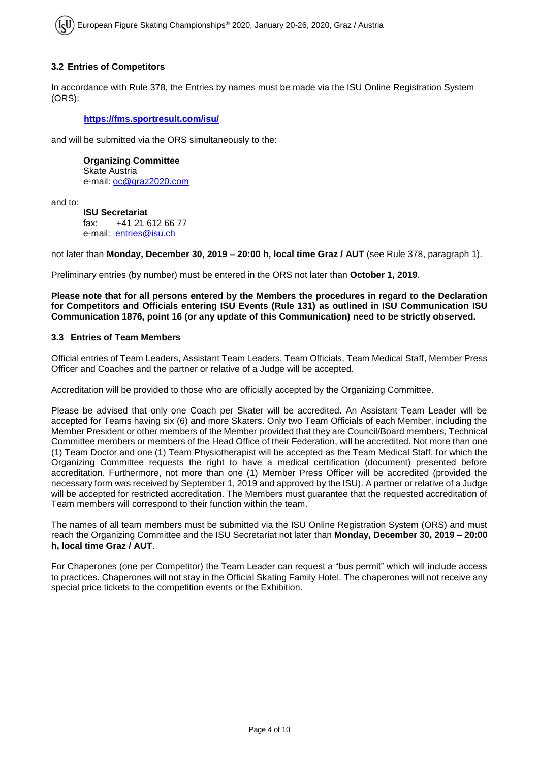### 3.2 Entries of Competitors

In accordance with Rule 378, the Entries by names must be made via the ISU Online Registration System (ORS):

**https://fms.sportresult.com/isu/**

and will be submitted via the ORS simultaneously to the:

**Organizing Committee**
Skate Austria
e-mail: oc@graz2020.com

and to:

**ISU Secretariat**
fax: +41 21 612 66 77
e-mail: entries@isu.ch

not later than **Monday, December 30, 2019 – 20:00 h, local time Graz / AUT** (see Rule 378, paragraph 1).

Preliminary entries (by number) must be entered in the ORS not later than **October 1, 2019**.

**Please note that for all persons entered by the Members the procedures in regard to the Declaration for Competitors and Officials entering ISU Events (Rule 131) as outlined in ISU Communication ISU Communication 1876, point 16 (or any update of this Communication) need to be strictly observed.**

### 3.3 Entries of Team Members

Official entries of Team Leaders, Assistant Team Leaders, Team Officials, Team Medical Staff, Member Press Officer and Coaches and the partner or relative of a Judge will be accepted.

Accreditation will be provided to those who are officially accepted by the Organizing Committee.

Please be advised that only one Coach per Skater will be accredited. An Assistant Team Leader will be accepted for Teams having six (6) and more Skaters. Only two Team Officials of each Member, including the Member President or other members of the Member provided that they are Council/Board members, Technical Committee members or members of the Head Office of their Federation, will be accredited. Not more than one (1) Team Doctor and one (1) Team Physiotherapist will be accepted as the Team Medical Staff, for which the Organizing Committee requests the right to have a medical certification (document) presented before accreditation. Furthermore, not more than one (1) Member Press Officer will be accredited (provided the necessary form was received by September 1, 2019 and approved by the ISU). A partner or relative of a Judge will be accepted for restricted accreditation. The Members must guarantee that the requested accreditation of Team members will correspond to their function within the team.

The names of all team members must be submitted via the ISU Online Registration System (ORS) and must reach the Organizing Committee and the ISU Secretariat not later than **Monday, December 30, 2019 – 20:00 h, local time Graz / AUT**.

For Chaperones (one per Competitor) the Team Leader can request a "bus permit" which will include access to practices. Chaperones will not stay in the Official Skating Family Hotel. The chaperones will not receive any special price tickets to the competition events or the Exhibition.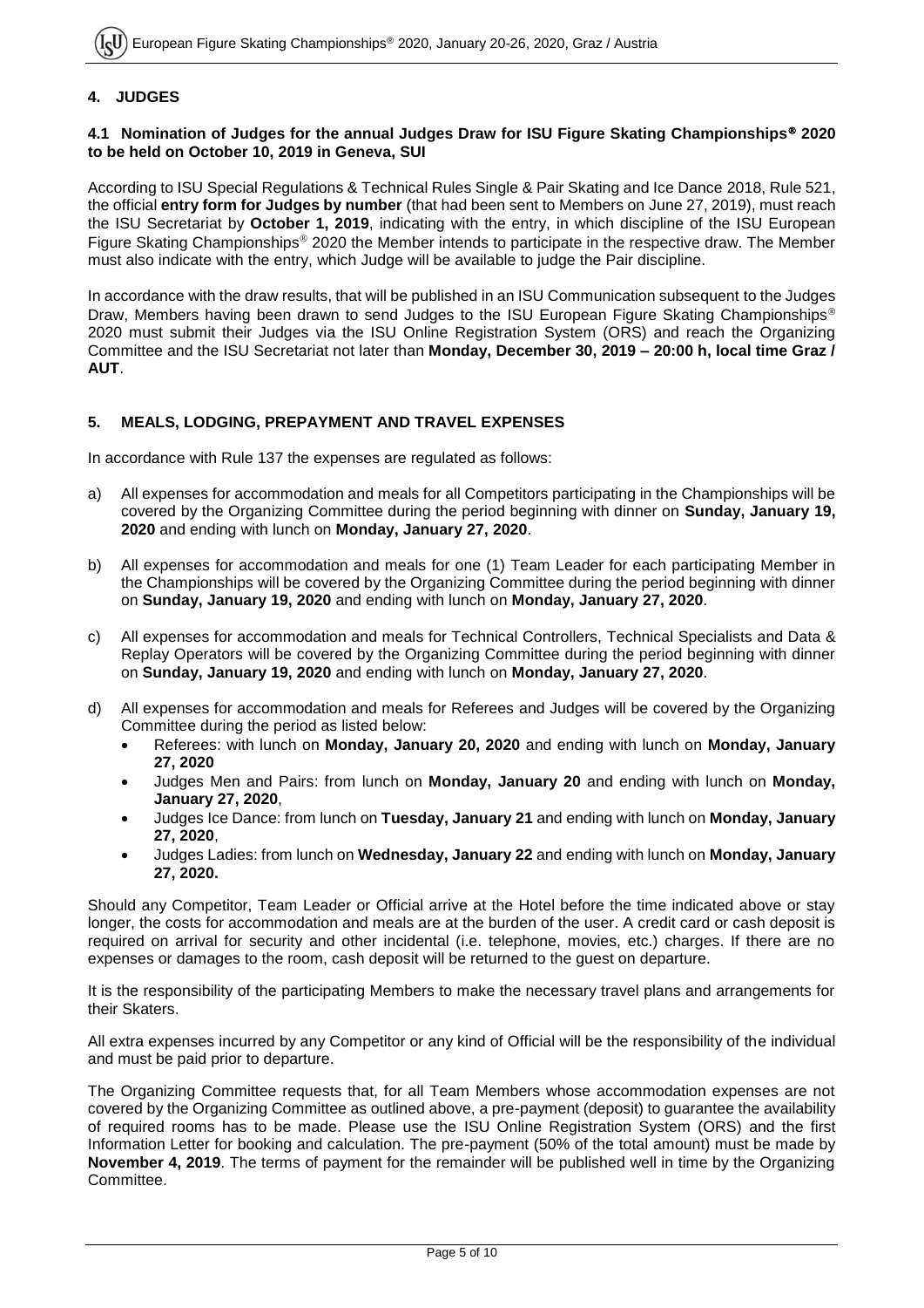## 4. JUDGES

### 4.1 Nomination of Judges for the annual Judges Draw for ISU Figure Skating Championships® 2020 to be held on October 10, 2019 in Geneva, SUI

According to ISU Special Regulations & Technical Rules Single & Pair Skating and Ice Dance 2018, Rule 521, the official **entry form for Judges by number** (that had been sent to Members on June 27, 2019), must reach the ISU Secretariat by **October 1, 2019**, indicating with the entry, in which discipline of the ISU European Figure Skating Championships® 2020 the Member intends to participate in the respective draw. The Member must also indicate with the entry, which Judge will be available to judge the Pair discipline.

In accordance with the draw results, that will be published in an ISU Communication subsequent to the Judges Draw, Members having been drawn to send Judges to the ISU European Figure Skating Championships® 2020 must submit their Judges via the ISU Online Registration System (ORS) and reach the Organizing Committee and the ISU Secretariat not later than **Monday, December 30, 2019 – 20:00 h, local time Graz / AUT**.

## 5. MEALS, LODGING, PREPAYMENT AND TRAVEL EXPENSES

In accordance with Rule 137 the expenses are regulated as follows:

a) All expenses for accommodation and meals for all Competitors participating in the Championships will be covered by the Organizing Committee during the period beginning with dinner on **Sunday, January 19, 2020** and ending with lunch on **Monday, January 27, 2020**.

b) All expenses for accommodation and meals for one (1) Team Leader for each participating Member in the Championships will be covered by the Organizing Committee during the period beginning with dinner on **Sunday, January 19, 2020** and ending with lunch on **Monday, January 27, 2020**.

c) All expenses for accommodation and meals for Technical Controllers, Technical Specialists and Data & Replay Operators will be covered by the Organizing Committee during the period beginning with dinner on **Sunday, January 19, 2020** and ending with lunch on **Monday, January 27, 2020**.

d) All expenses for accommodation and meals for Referees and Judges will be covered by the Organizing Committee during the period as listed below:
   - Referees: with lunch on **Monday, January 20, 2020** and ending with lunch on **Monday, January 27, 2020**
   - Judges Men and Pairs: from lunch on **Monday, January 20** and ending with lunch on **Monday, January 27, 2020**,
   - Judges Ice Dance: from lunch on **Tuesday, January 21** and ending with lunch on **Monday, January 27, 2020**,
   - Judges Ladies: from lunch on **Wednesday, January 22** and ending with lunch on **Monday, January 27, 2020.**

Should any Competitor, Team Leader or Official arrive at the Hotel before the time indicated above or stay longer, the costs for accommodation and meals are at the burden of the user. A credit card or cash deposit is required on arrival for security and other incidental (i.e. telephone, movies, etc.) charges. If there are no expenses or damages to the room, cash deposit will be returned to the guest on departure.

It is the responsibility of the participating Members to make the necessary travel plans and arrangements for their Skaters.

All extra expenses incurred by any Competitor or any kind of Official will be the responsibility of the individual and must be paid prior to departure.

The Organizing Committee requests that, for all Team Members whose accommodation expenses are not covered by the Organizing Committee as outlined above, a pre-payment (deposit) to guarantee the availability of required rooms has to be made. Please use the ISU Online Registration System (ORS) and the first Information Letter for booking and calculation. The pre-payment (50% of the total amount) must be made by **November 4, 2019**. The terms of payment for the remainder will be published well in time by the Organizing Committee.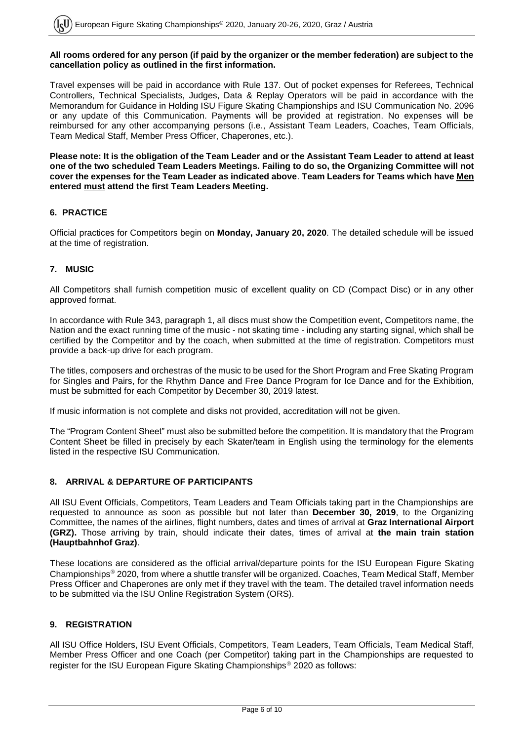**All rooms ordered for any person (if paid by the organizer or the member federation) are subject to the cancellation policy as outlined in the first information.**

Travel expenses will be paid in accordance with Rule 137. Out of pocket expenses for Referees, Technical Controllers, Technical Specialists, Judges, Data & Replay Operators will be paid in accordance with the Memorandum for Guidance in Holding ISU Figure Skating Championships and ISU Communication No. 2096 or any update of this Communication. Payments will be provided at registration. No expenses will be reimbursed for any other accompanying persons (i.e., Assistant Team Leaders, Coaches, Team Officials, Team Medical Staff, Member Press Officer, Chaperones, etc.).

**Please note: It is the obligation of the Team Leader and or the Assistant Team Leader to attend at least one of the two scheduled Team Leaders Meetings. Failing to do so, the Organizing Committee will not cover the expenses for the Team Leader as indicated above. Team Leaders for Teams which have <u>Men</u> entered <u>must</u> attend the first Team Leaders Meeting.**

## 6. PRACTICE

Official practices for Competitors begin on **Monday, January 20, 2020**. The detailed schedule will be issued at the time of registration.

## 7. MUSIC

All Competitors shall furnish competition music of excellent quality on CD (Compact Disc) or in any other approved format.

In accordance with Rule 343, paragraph 1, all discs must show the Competition event, Competitors name, the Nation and the exact running time of the music - not skating time - including any starting signal, which shall be certified by the Competitor and by the coach, when submitted at the time of registration. Competitors must provide a back-up drive for each program.

The titles, composers and orchestras of the music to be used for the Short Program and Free Skating Program for Singles and Pairs, for the Rhythm Dance and Free Dance Program for Ice Dance and for the Exhibition, must be submitted for each Competitor by December 30, 2019 latest.

If music information is not complete and disks not provided, accreditation will not be given.

The "Program Content Sheet" must also be submitted before the competition. It is mandatory that the Program Content Sheet be filled in precisely by each Skater/team in English using the terminology for the elements listed in the respective ISU Communication.

## 8. ARRIVAL & DEPARTURE OF PARTICIPANTS

All ISU Event Officials, Competitors, Team Leaders and Team Officials taking part in the Championships are requested to announce as soon as possible but not later than **December 30, 2019**, to the Organizing Committee, the names of the airlines, flight numbers, dates and times of arrival at **Graz International Airport (GRZ).** Those arriving by train, should indicate their dates, times of arrival at **the main train station (Hauptbahnhof Graz)**.

These locations are considered as the official arrival/departure points for the ISU European Figure Skating Championships® 2020, from where a shuttle transfer will be organized. Coaches, Team Medical Staff, Member Press Officer and Chaperones are only met if they travel with the team. The detailed travel information needs to be submitted via the ISU Online Registration System (ORS).

## 9. REGISTRATION

All ISU Office Holders, ISU Event Officials, Competitors, Team Leaders, Team Officials, Team Medical Staff, Member Press Officer and one Coach (per Competitor) taking part in the Championships are requested to register for the ISU European Figure Skating Championships® 2020 as follows: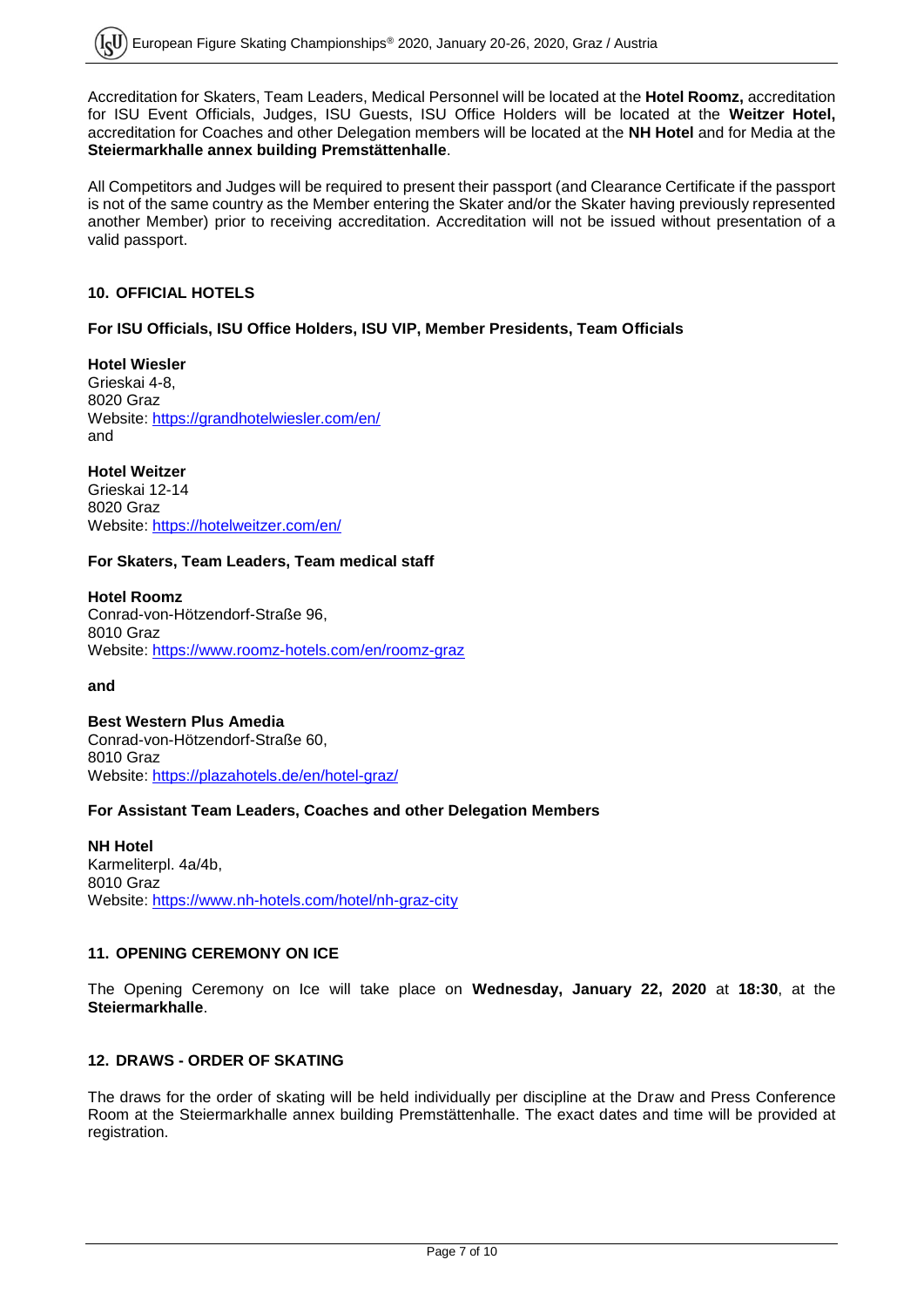Accreditation for Skaters, Team Leaders, Medical Personnel will be located at the **Hotel Roomz,** accreditation for ISU Event Officials, Judges, ISU Guests, ISU Office Holders will be located at the **Weitzer Hotel,** accreditation for Coaches and other Delegation members will be located at the **NH Hotel** and for Media at the **Steiermarkhalle annex building Premstättenhalle**.

All Competitors and Judges will be required to present their passport (and Clearance Certificate if the passport is not of the same country as the Member entering the Skater and/or the Skater having previously represented another Member) prior to receiving accreditation. Accreditation will not be issued without presentation of a valid passport.

## 10. OFFICIAL HOTELS

**For ISU Officials, ISU Office Holders, ISU VIP, Member Presidents, Team Officials**

**Hotel Wiesler**
Grieskai 4-8,
8020 Graz
Website: https://grandhotelwiesler.com/en/
and

**Hotel Weitzer**
Grieskai 12-14
8020 Graz
Website: https://hotelweitzer.com/en/

**For Skaters, Team Leaders, Team medical staff**

**Hotel Roomz**
Conrad-von-Hötzendorf-Straße 96,
8010 Graz
Website: https://www.roomz-hotels.com/en/roomz-graz

**and**

**Best Western Plus Amedia**
Conrad-von-Hötzendorf-Straße 60,
8010 Graz
Website: https://plazahotels.de/en/hotel-graz/

**For Assistant Team Leaders, Coaches and other Delegation Members**

**NH Hotel**
Karmeliterpl. 4a/4b,
8010 Graz
Website: https://www.nh-hotels.com/hotel/nh-graz-city

## 11. OPENING CEREMONY ON ICE

The Opening Ceremony on Ice will take place on **Wednesday, January 22, 2020** at **18:30**, at the **Steiermarkhalle**.

## 12. DRAWS - ORDER OF SKATING

The draws for the order of skating will be held individually per discipline at the Draw and Press Conference Room at the Steiermarkhalle annex building Premstättenhalle. The exact dates and time will be provided at registration.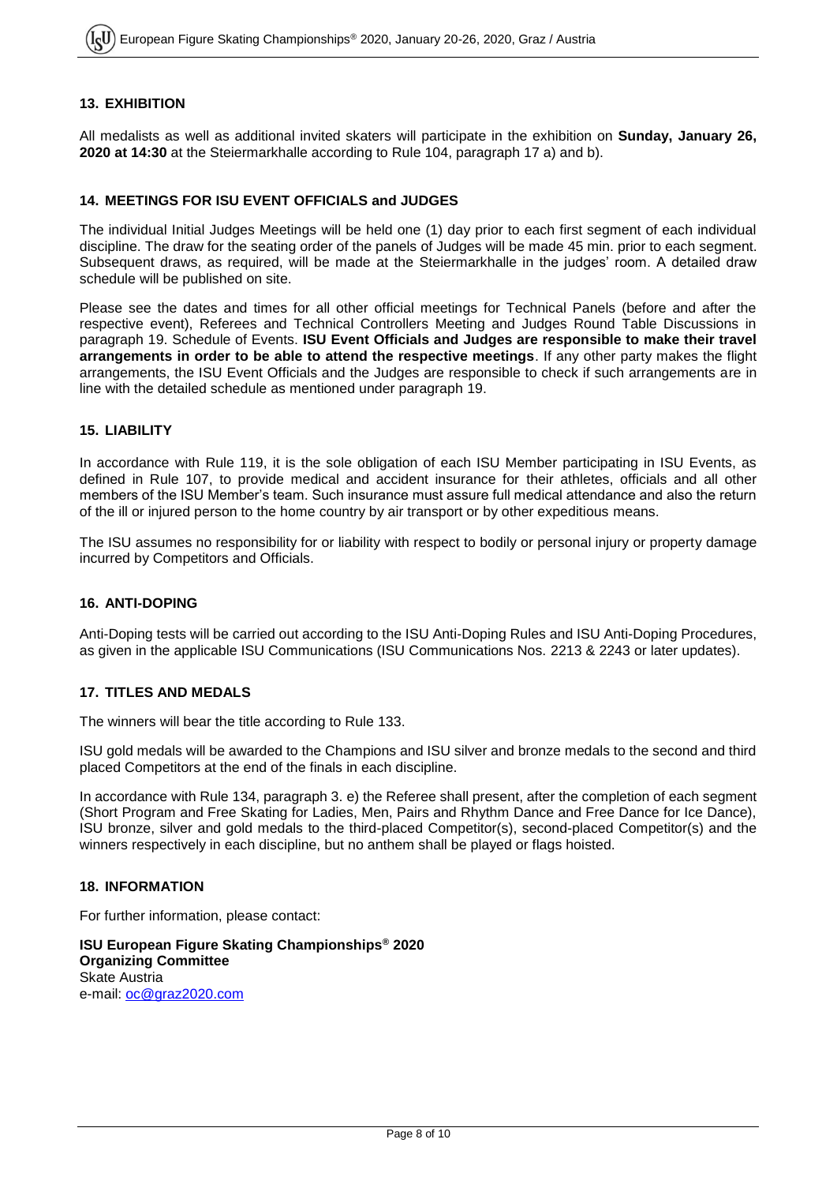## 13. EXHIBITION

All medalists as well as additional invited skaters will participate in the exhibition on **Sunday, January 26, 2020 at 14:30** at the Steiermarkhalle according to Rule 104, paragraph 17 a) and b).

## 14. MEETINGS FOR ISU EVENT OFFICIALS and JUDGES

The individual Initial Judges Meetings will be held one (1) day prior to each first segment of each individual discipline. The draw for the seating order of the panels of Judges will be made 45 min. prior to each segment. Subsequent draws, as required, will be made at the Steiermarkhalle in the judges' room. A detailed draw schedule will be published on site.

Please see the dates and times for all other official meetings for Technical Panels (before and after the respective event), Referees and Technical Controllers Meeting and Judges Round Table Discussions in paragraph 19. Schedule of Events. **ISU Event Officials and Judges are responsible to make their travel arrangements in order to be able to attend the respective meetings**. If any other party makes the flight arrangements, the ISU Event Officials and the Judges are responsible to check if such arrangements are in line with the detailed schedule as mentioned under paragraph 19.

## 15. LIABILITY

In accordance with Rule 119, it is the sole obligation of each ISU Member participating in ISU Events, as defined in Rule 107, to provide medical and accident insurance for their athletes, officials and all other members of the ISU Member's team. Such insurance must assure full medical attendance and also the return of the ill or injured person to the home country by air transport or by other expeditious means.

The ISU assumes no responsibility for or liability with respect to bodily or personal injury or property damage incurred by Competitors and Officials.

## 16. ANTI-DOPING

Anti-Doping tests will be carried out according to the ISU Anti-Doping Rules and ISU Anti-Doping Procedures, as given in the applicable ISU Communications (ISU Communications Nos. 2213 & 2243 or later updates).

## 17. TITLES AND MEDALS

The winners will bear the title according to Rule 133.

ISU gold medals will be awarded to the Champions and ISU silver and bronze medals to the second and third placed Competitors at the end of the finals in each discipline.

In accordance with Rule 134, paragraph 3. e) the Referee shall present, after the completion of each segment (Short Program and Free Skating for Ladies, Men, Pairs and Rhythm Dance and Free Dance for Ice Dance), ISU bronze, silver and gold medals to the third-placed Competitor(s), second-placed Competitor(s) and the winners respectively in each discipline, but no anthem shall be played or flags hoisted.

## 18. INFORMATION

For further information, please contact:

**ISU European Figure Skating Championships® 2020**
**Organizing Committee**
Skate Austria
e-mail: oc@graz2020.com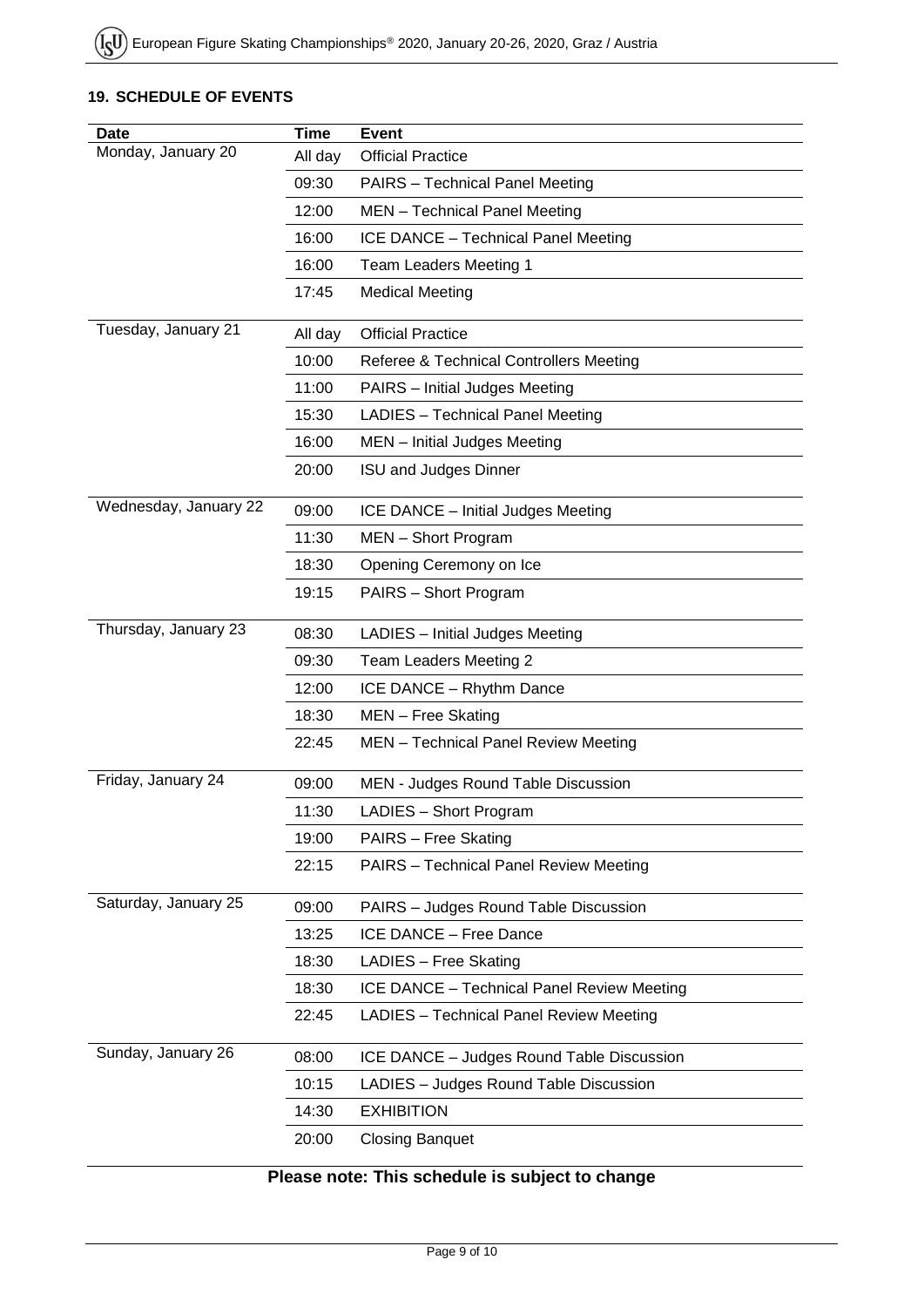## 19. SCHEDULE OF EVENTS

| Date | Time | Event |
|---|---|---|
| Monday, January 20 | All day | Official Practice |
| | 09:30 | PAIRS – Technical Panel Meeting |
| | 12:00 | MEN – Technical Panel Meeting |
| | 16:00 | ICE DANCE – Technical Panel Meeting |
| | 16:00 | Team Leaders Meeting 1 |
| | 17:45 | Medical Meeting |
| Tuesday, January 21 | All day | Official Practice |
| | 10:00 | Referee & Technical Controllers Meeting |
| | 11:00 | PAIRS – Initial Judges Meeting |
| | 15:30 | LADIES – Technical Panel Meeting |
| | 16:00 | MEN – Initial Judges Meeting |
| | 20:00 | ISU and Judges Dinner |
| Wednesday, January 22 | 09:00 | ICE DANCE – Initial Judges Meeting |
| | 11:30 | MEN – Short Program |
| | 18:30 | Opening Ceremony on Ice |
| | 19:15 | PAIRS – Short Program |
| Thursday, January 23 | 08:30 | LADIES – Initial Judges Meeting |
| | 09:30 | Team Leaders Meeting 2 |
| | 12:00 | ICE DANCE – Rhythm Dance |
| | 18:30 | MEN – Free Skating |
| | 22:45 | MEN – Technical Panel Review Meeting |
| Friday, January 24 | 09:00 | MEN - Judges Round Table Discussion |
| | 11:30 | LADIES – Short Program |
| | 19:00 | PAIRS – Free Skating |
| | 22:15 | PAIRS – Technical Panel Review Meeting |
| Saturday, January 25 | 09:00 | PAIRS – Judges Round Table Discussion |
| | 13:25 | ICE DANCE – Free Dance |
| | 18:30 | LADIES – Free Skating |
| | 18:30 | ICE DANCE – Technical Panel Review Meeting |
| | 22:45 | LADIES – Technical Panel Review Meeting |
| Sunday, January 26 | 08:00 | ICE DANCE – Judges Round Table Discussion |
| | 10:15 | LADIES – Judges Round Table Discussion |
| | 14:30 | EXHIBITION |
| | 20:00 | Closing Banquet |

**Please note: This schedule is subject to change**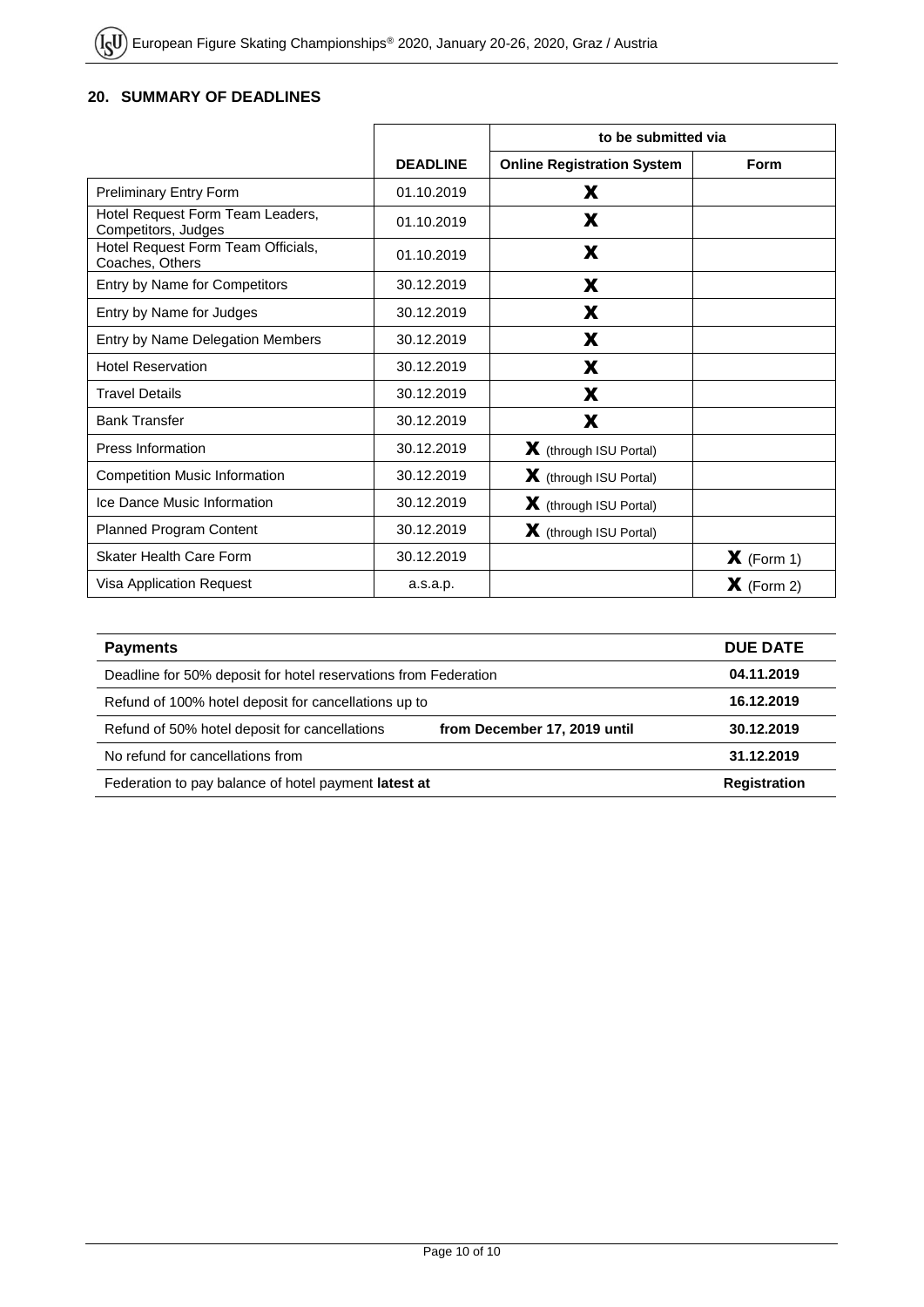## 20. SUMMARY OF DEADLINES

| | | to be submitted via | |
|---|---|---|---|
| | **DEADLINE** | **Online Registration System** | **Form** |
| Preliminary Entry Form | 01.10.2019 | X | |
| Hotel Request Form Team Leaders, Competitors, Judges | 01.10.2019 | X | |
| Hotel Request Form Team Officials, Coaches, Others | 01.10.2019 | X | |
| Entry by Name for Competitors | 30.12.2019 | X | |
| Entry by Name for Judges | 30.12.2019 | X | |
| Entry by Name Delegation Members | 30.12.2019 | X | |
| Hotel Reservation | 30.12.2019 | X | |
| Travel Details | 30.12.2019 | X | |
| Bank Transfer | 30.12.2019 | X | |
| Press Information | 30.12.2019 | X (through ISU Portal) | |
| Competition Music Information | 30.12.2019 | X (through ISU Portal) | |
| Ice Dance Music Information | 30.12.2019 | X (through ISU Portal) | |
| Planned Program Content | 30.12.2019 | X (through ISU Portal) | |
| Skater Health Care Form | 30.12.2019 | | X (Form 1) |
| Visa Application Request | a.s.a.p. | | X (Form 2) |

| **Payments** | | **DUE DATE** |
|---|---|---|
| Deadline for 50% deposit for hotel reservations from Federation | | **04.11.2019** |
| Refund of 100% hotel deposit for cancellations up to | | **16.12.2019** |
| Refund of 50% hotel deposit for cancellations | **from December 17, 2019 until** | **30.12.2019** |
| No refund for cancellations from | | **31.12.2019** |
| Federation to pay balance of hotel payment **latest at** | | **Registration** |